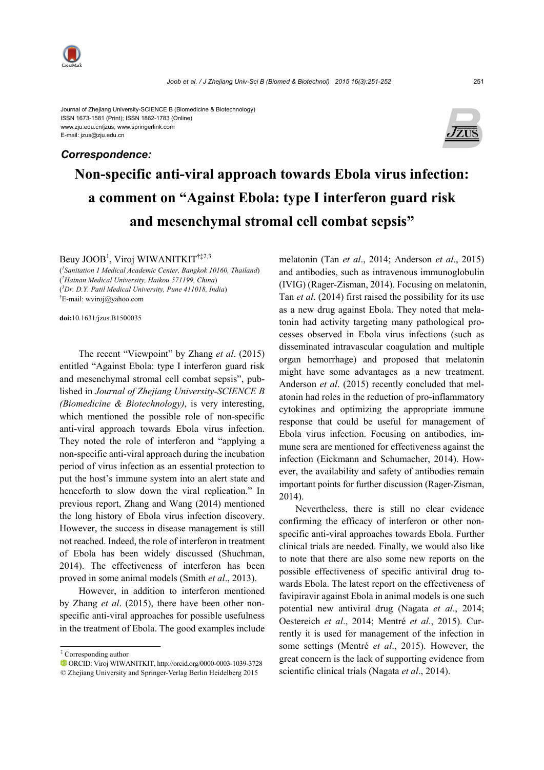Journal of Zhejiang University-SCIENCE B (Biomedicine & Biotechnology)
ISSN 1673-1581 (Print); ISSN 1862-1783 (Online)
www.zju.edu.cn/jzus; www.springerlink.com
E-mail: jzus@zju.edu.cn

***Correspondence:***

# Non-specific anti-viral approach towards Ebola virus infection: a comment on "Against Ebola: type I interferon guard risk and mesenchymal stromal cell combat sepsis"

Beuy JOOB[1], Viroj WIWANITKIT[†‡2,3]

([1]*Sanitation 1 Medical Academic Center, Bangkok 10160, Thailand*)
([2]*Hainan Medical University, Haikou 571199, China*)
([3]*Dr. D.Y. Patil Medical University, Pune 411018, India*)
[†]E-mail: wviroj@yahoo.com

**doi:**10.1631/jzus.B1500035

The recent "Viewpoint" by Zhang *et al*. (2015) entitled "Against Ebola: type I interferon guard risk and mesenchymal stromal cell combat sepsis", published in *Journal of Zhejiang University-SCIENCE B (Biomedicine & Biotechnology)*, is very interesting, which mentioned the possible role of non-specific anti-viral approach towards Ebola virus infection. They noted the role of interferon and "applying a non-specific anti-viral approach during the incubation period of virus infection as an essential protection to put the host's immune system into an alert state and henceforth to slow down the viral replication." In previous report, Zhang and Wang (2014) mentioned the long history of Ebola virus infection discovery. However, the success in disease management is still not reached. Indeed, the role of interferon in treatment of Ebola has been widely discussed (Shuchman, 2014). The effectiveness of interferon has been proved in some animal models (Smith *et al*., 2013).

However, in addition to interferon mentioned by Zhang *et al*. (2015), there have been other non-specific anti-viral approaches for possible usefulness in the treatment of Ebola. The good examples include melatonin (Tan *et al*., 2014; Anderson *et al*., 2015) and antibodies, such as intravenous immunoglobulin (IVIG) (Rager-Zisman, 2014). Focusing on melatonin, Tan *et al*. (2014) first raised the possibility for its use as a new drug against Ebola. They noted that melatonin had activity targeting many pathological processes observed in Ebola virus infections (such as disseminated intravascular coagulation and multiple organ hemorrhage) and proposed that melatonin might have some advantages as a new treatment. Anderson *et al*. (2015) recently concluded that melatonin had roles in the reduction of pro-inflammatory cytokines and optimizing the appropriate immune response that could be useful for management of Ebola virus infection. Focusing on antibodies, immune sera are mentioned for effectiveness against the infection (Eickmann and Schumacher, 2014). However, the availability and safety of antibodies remain important points for further discussion (Rager-Zisman, 2014).

Nevertheless, there is still no clear evidence confirming the efficacy of interferon or other non-specific anti-viral approaches towards Ebola. Further clinical trials are needed. Finally, we would also like to note that there are also some new reports on the possible effectiveness of specific antiviral drug towards Ebola. The latest report on the effectiveness of favipiravir against Ebola in animal models is one such potential new antiviral drug (Nagata *et al*., 2014; Oestereich *et al*., 2014; Mentré *et al*., 2015). Currently it is used for management of the infection in some settings (Mentré *et al*., 2015). However, the great concern is the lack of supporting evidence from scientific clinical trials (Nagata *et al*., 2014).

---

[‡] Corresponding author
ORCID: Viroj WIWANITKIT, http://orcid.org/0000-0003-1039-3728
© Zhejiang University and Springer-Verlag Berlin Heidelberg 2015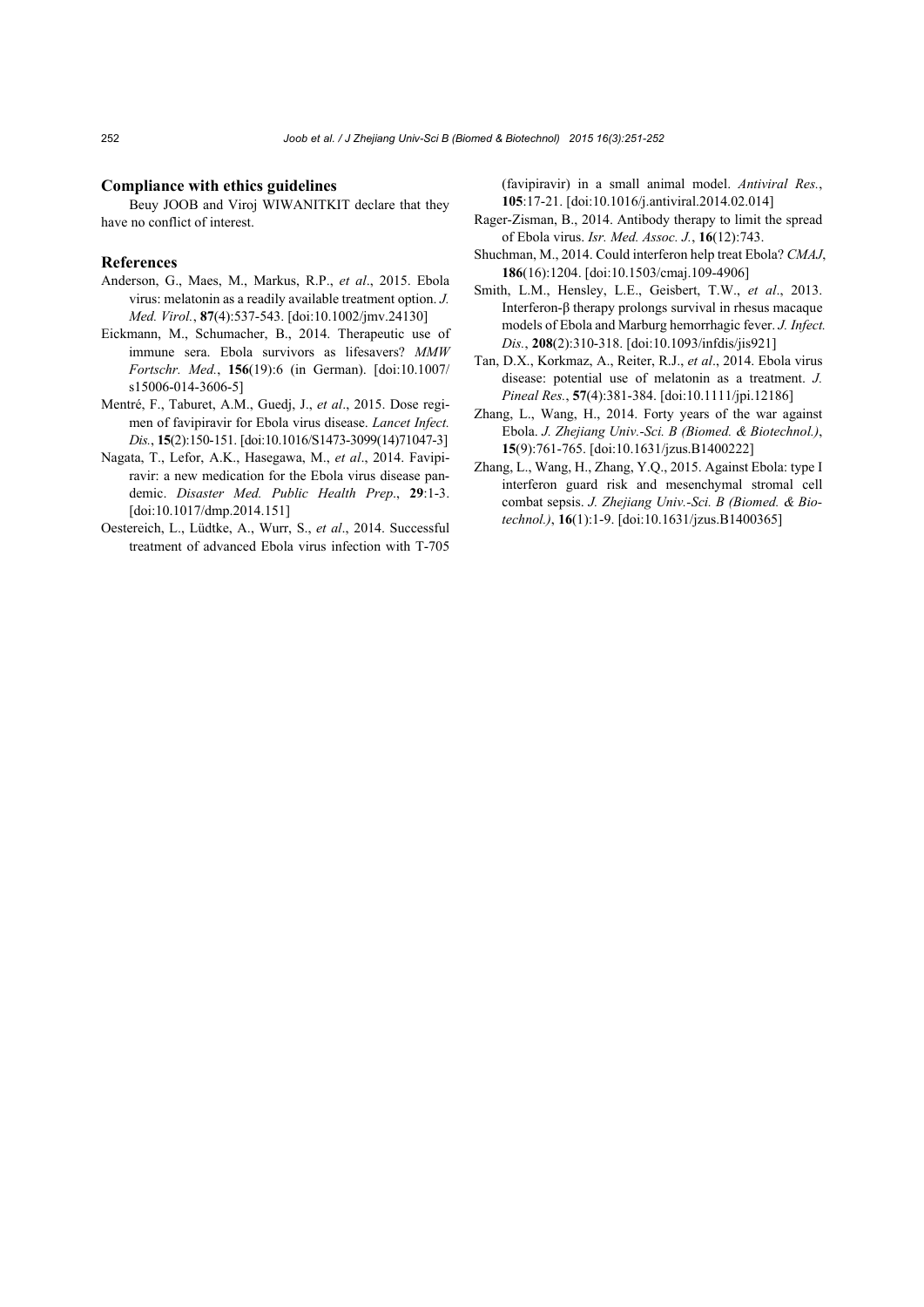## Compliance with ethics guidelines

Beuy JOOB and Viroj WIWANITKIT declare that they have no conflict of interest.

## References

Anderson, G., Maes, M., Markus, R.P., *et al*., 2015. Ebola virus: melatonin as a readily available treatment option. *J. Med. Virol.*, **87**(4):537-543. [doi:10.1002/jmv.24130]

Eickmann, M., Schumacher, B., 2014. Therapeutic use of immune sera. Ebola survivors as lifesavers? *MMW Fortschr. Med.*, **156**(19):6 (in German). [doi:10.1007/s15006-014-3606-5]

Mentré, F., Taburet, A.M., Guedj, J., *et al*., 2015. Dose regimen of favipiravir for Ebola virus disease. *Lancet Infect. Dis.*, **15**(2):150-151. [doi:10.1016/S1473-3099(14)71047-3]

Nagata, T., Lefor, A.K., Hasegawa, M., *et al*., 2014. Favipiravir: a new medication for the Ebola virus disease pandemic. *Disaster Med. Public Health Prep.*, **29**:1-3. [doi:10.1017/dmp.2014.151]

Oestereich, L., Lüdtke, A., Wurr, S., *et al*., 2014. Successful treatment of advanced Ebola virus infection with T-705 (favipiravir) in a small animal model. *Antiviral Res.*, **105**:17-21. [doi:10.1016/j.antiviral.2014.02.014]

Rager-Zisman, B., 2014. Antibody therapy to limit the spread of Ebola virus. *Isr. Med. Assoc. J.*, **16**(12):743.

Shuchman, M., 2014. Could interferon help treat Ebola? *CMAJ*, **186**(16):1204. [doi:10.1503/cmaj.109-4906]

Smith, L.M., Hensley, L.E., Geisbert, T.W., *et al*., 2013. Interferon-β therapy prolongs survival in rhesus macaque models of Ebola and Marburg hemorrhagic fever. *J. Infect. Dis.*, **208**(2):310-318. [doi:10.1093/infdis/jis921]

Tan, D.X., Korkmaz, A., Reiter, R.J., *et al*., 2014. Ebola virus disease: potential use of melatonin as a treatment. *J. Pineal Res.*, **57**(4):381-384. [doi:10.1111/jpi.12186]

Zhang, L., Wang, H., 2014. Forty years of the war against Ebola. *J. Zhejiang Univ.-Sci. B (Biomed. & Biotechnol.)*, **15**(9):761-765. [doi:10.1631/jzus.B1400222]

Zhang, L., Wang, H., Zhang, Y.Q., 2015. Against Ebola: type I interferon guard risk and mesenchymal stromal cell combat sepsis. *J. Zhejiang Univ.-Sci. B (Biomed. & Biotechnol.)*, **16**(1):1-9. [doi:10.1631/jzus.B1400365]